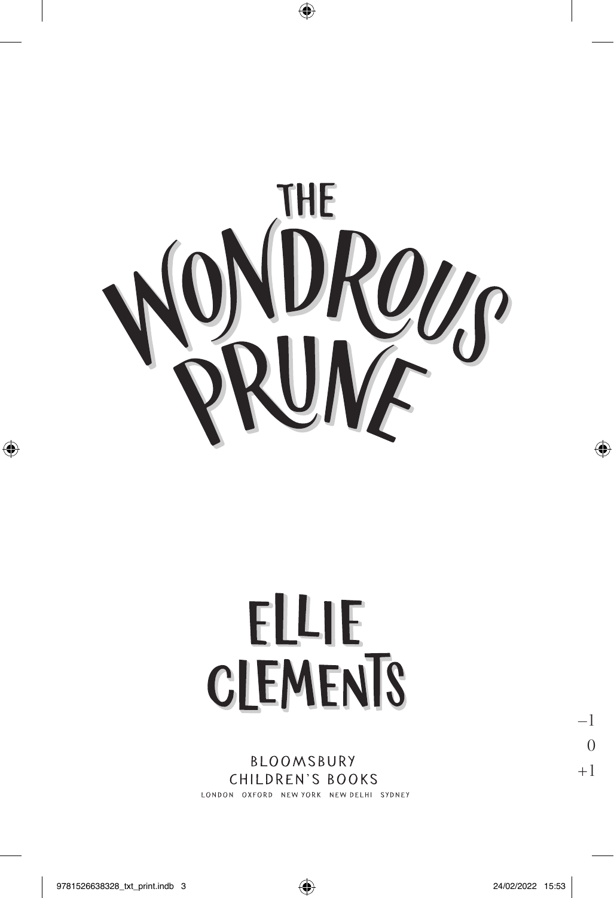# THE WONDROUS PRUNE

## ELLIE CLEMENTS

BLOOMSBURY
CHILDREN'S BOOKS
LONDON OXFORD NEW YORK NEW DELHI SYDNEY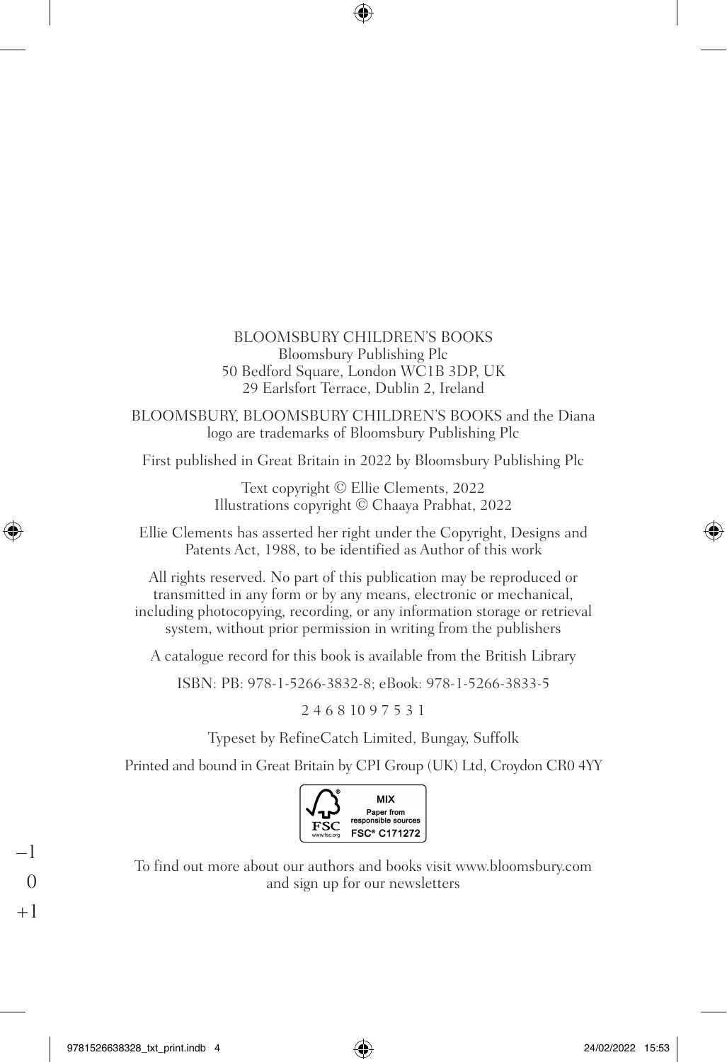BLOOMSBURY CHILDREN'S BOOKS
Bloomsbury Publishing Plc
50 Bedford Square, London WC1B 3DP, UK
29 Earlsfort Terrace, Dublin 2, Ireland

BLOOMSBURY, BLOOMSBURY CHILDREN'S BOOKS and the Diana logo are trademarks of Bloomsbury Publishing Plc

First published in Great Britain in 2022 by Bloomsbury Publishing Plc

Text copyright © Ellie Clements, 2022
Illustrations copyright © Chaaya Prabhat, 2022

Ellie Clements has asserted her right under the Copyright, Designs and Patents Act, 1988, to be identified as Author of this work

All rights reserved. No part of this publication may be reproduced or transmitted in any form or by any means, electronic or mechanical, including photocopying, recording, or any information storage or retrieval system, without prior permission in writing from the publishers

A catalogue record for this book is available from the British Library

ISBN: PB: 978-1-5266-3832-8; eBook: 978-1-5266-3833-5

2 4 6 8 10 9 7 5 3 1

Typeset by RefineCatch Limited, Bungay, Suffolk

Printed and bound in Great Britain by CPI Group (UK) Ltd, Croydon CR0 4YY

MIX
Paper from responsible sources
FSC® C171272

To find out more about our authors and books visit www.bloomsbury.com and sign up for our newsletters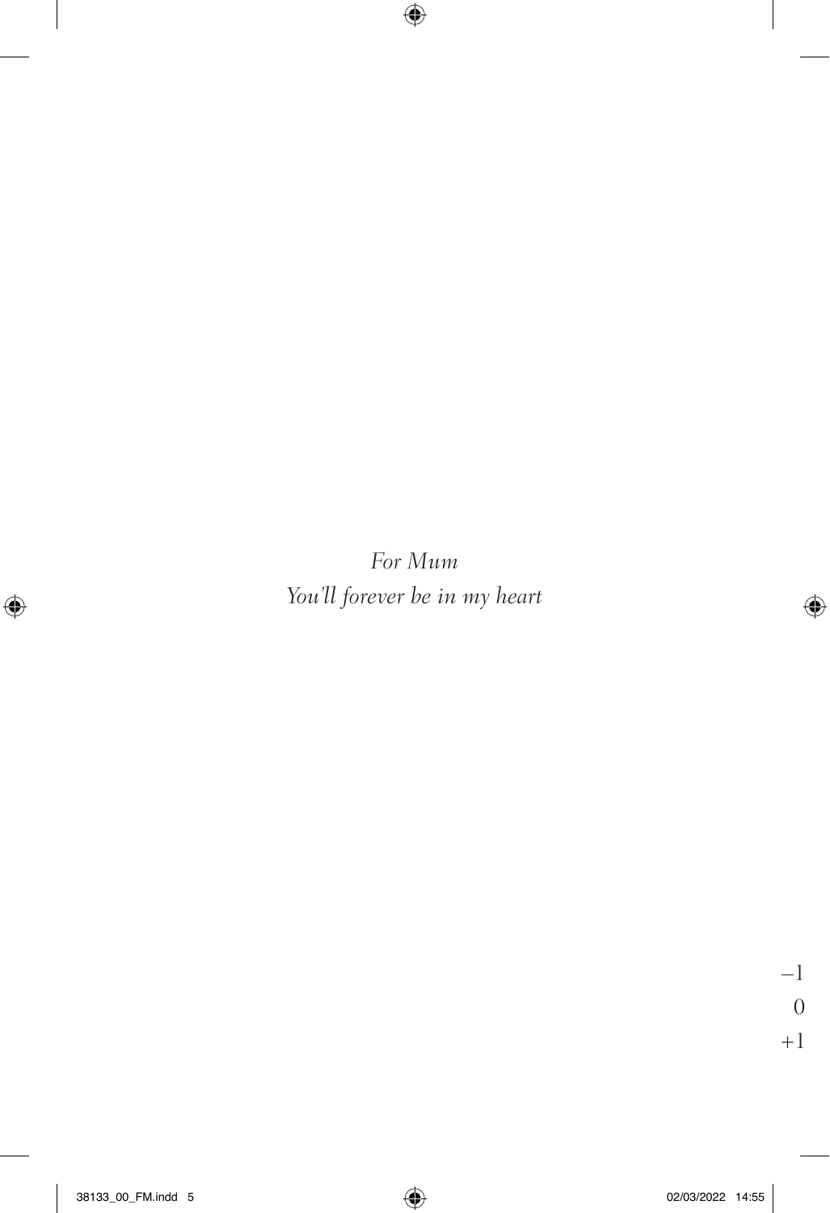*For Mum*

*You'll forever be in my heart*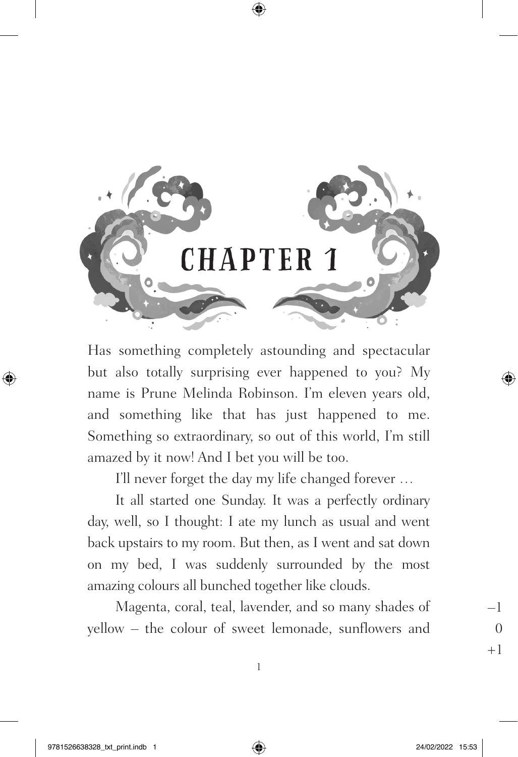# CHAPTER 1

Has something completely astounding and spectacular but also totally surprising ever happened to you? My name is Prune Melinda Robinson. I'm eleven years old, and something like that has just happened to me. Something so extraordinary, so out of this world, I'm still amazed by it now! And I bet you will be too.

I'll never forget the day my life changed forever …

It all started one Sunday. It was a perfectly ordinary day, well, so I thought: I ate my lunch as usual and went back upstairs to my room. But then, as I went and sat down on my bed, I was suddenly surrounded by the most amazing colours all bunched together like clouds.

Magenta, coral, teal, lavender, and so many shades of yellow – the colour of sweet lemonade, sunflowers and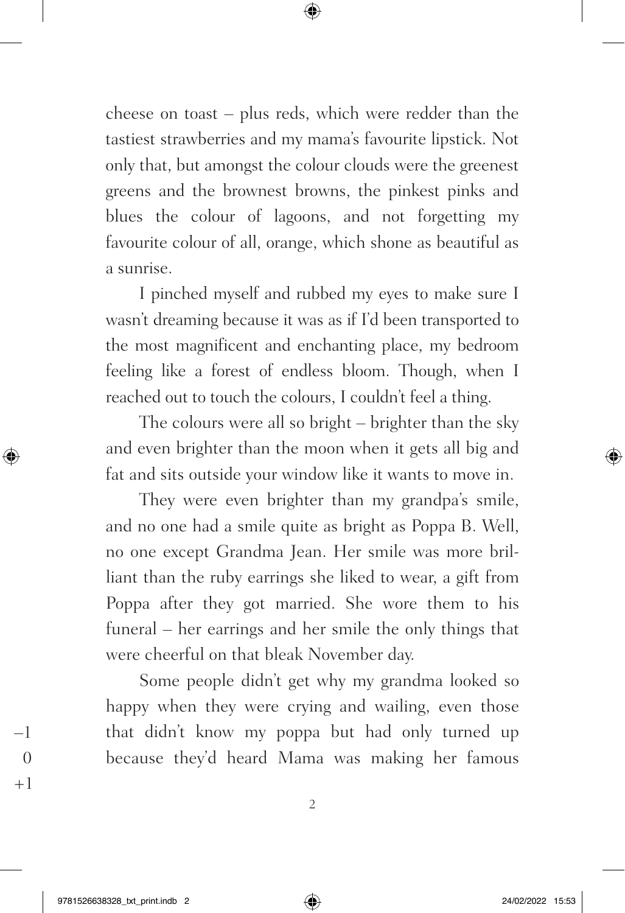cheese on toast – plus reds, which were redder than the tastiest strawberries and my mama's favourite lipstick. Not only that, but amongst the colour clouds were the greenest greens and the brownest browns, the pinkest pinks and blues the colour of lagoons, and not forgetting my favourite colour of all, orange, which shone as beautiful as a sunrise.

I pinched myself and rubbed my eyes to make sure I wasn't dreaming because it was as if I'd been transported to the most magnificent and enchanting place, my bedroom feeling like a forest of endless bloom. Though, when I reached out to touch the colours, I couldn't feel a thing.

The colours were all so bright – brighter than the sky and even brighter than the moon when it gets all big and fat and sits outside your window like it wants to move in.

They were even brighter than my grandpa's smile, and no one had a smile quite as bright as Poppa B. Well, no one except Grandma Jean. Her smile was more brilliant than the ruby earrings she liked to wear, a gift from Poppa after they got married. She wore them to his funeral – her earrings and her smile the only things that were cheerful on that bleak November day.

Some people didn't get why my grandma looked so happy when they were crying and wailing, even those that didn't know my poppa but had only turned up because they'd heard Mama was making her famous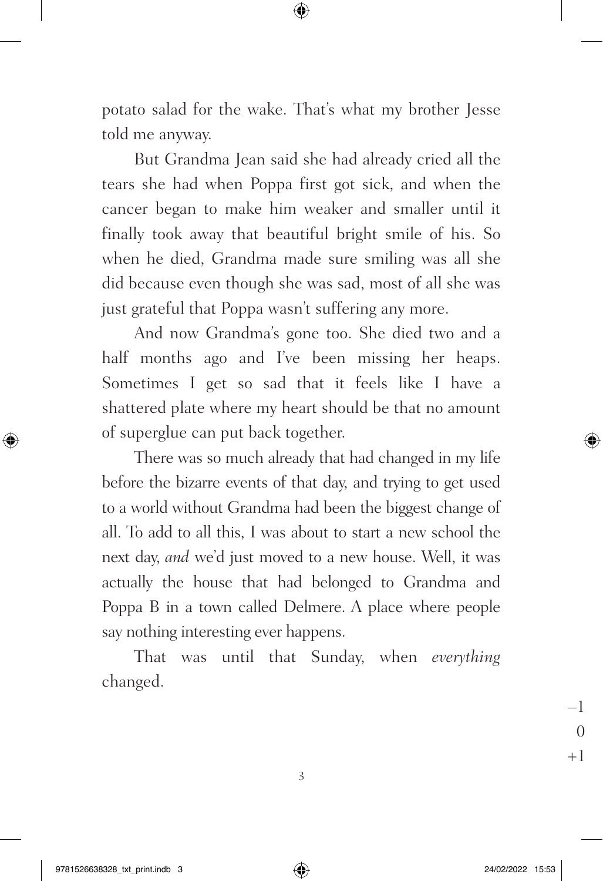potato salad for the wake. That's what my brother Jesse told me anyway.

But Grandma Jean said she had already cried all the tears she had when Poppa first got sick, and when the cancer began to make him weaker and smaller until it finally took away that beautiful bright smile of his. So when he died, Grandma made sure smiling was all she did because even though she was sad, most of all she was just grateful that Poppa wasn't suffering any more.

And now Grandma's gone too. She died two and a half months ago and I've been missing her heaps. Sometimes I get so sad that it feels like I have a shattered plate where my heart should be that no amount of superglue can put back together.

There was so much already that had changed in my life before the bizarre events of that day, and trying to get used to a world without Grandma had been the biggest change of all. To add to all this, I was about to start a new school the next day, *and* we'd just moved to a new house. Well, it was actually the house that had belonged to Grandma and Poppa B in a town called Delmere. A place where people say nothing interesting ever happens.

That was until that Sunday, when *everything* changed.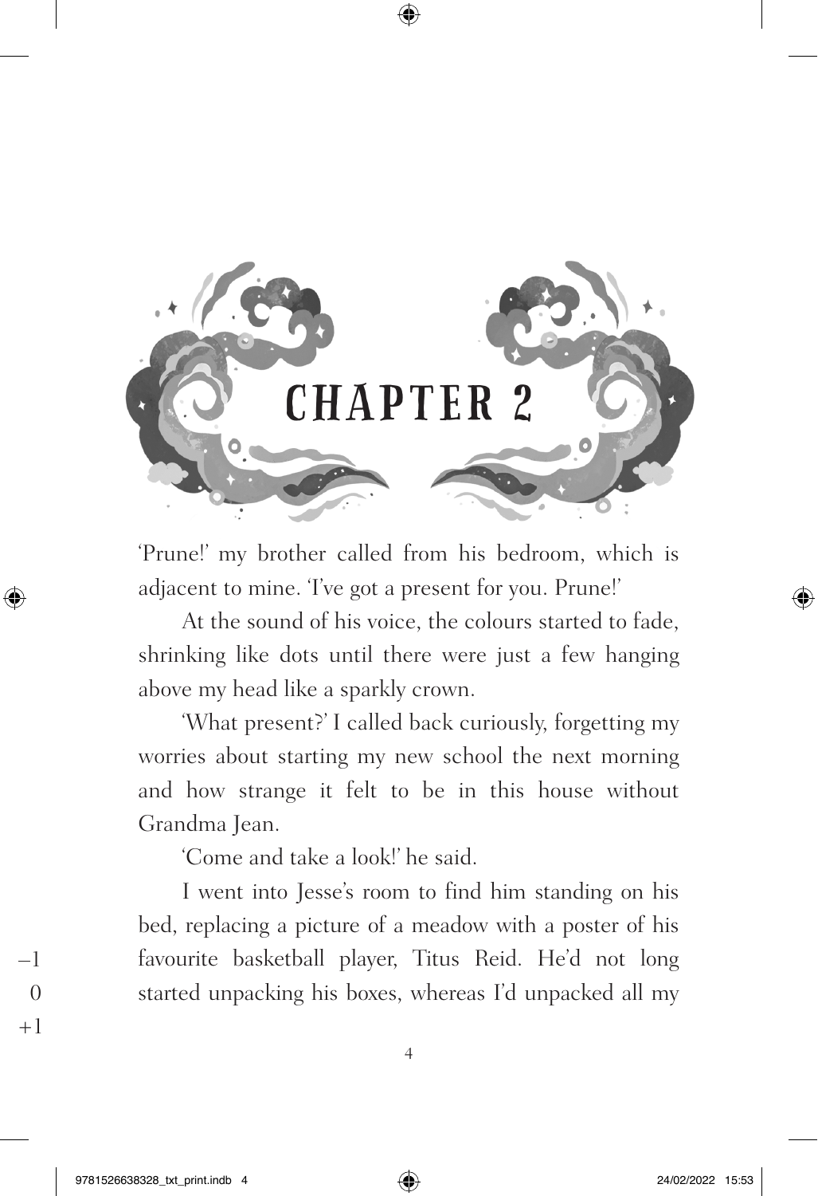# CHAPTER 2

'Prune!' my brother called from his bedroom, which is adjacent to mine. 'I've got a present for you. Prune!'

At the sound of his voice, the colours started to fade, shrinking like dots until there were just a few hanging above my head like a sparkly crown.

'What present?' I called back curiously, forgetting my worries about starting my new school the next morning and how strange it felt to be in this house without Grandma Jean.

'Come and take a look!' he said.

I went into Jesse's room to find him standing on his bed, replacing a picture of a meadow with a poster of his favourite basketball player, Titus Reid. He'd not long started unpacking his boxes, whereas I'd unpacked all my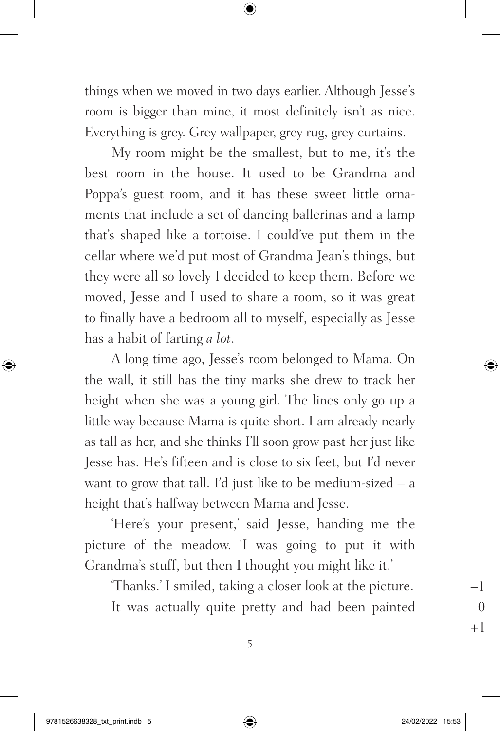things when we moved in two days earlier. Although Jesse's room is bigger than mine, it most definitely isn't as nice. Everything is grey. Grey wallpaper, grey rug, grey curtains.

My room might be the smallest, but to me, it's the best room in the house. It used to be Grandma and Poppa's guest room, and it has these sweet little ornaments that include a set of dancing ballerinas and a lamp that's shaped like a tortoise. I could've put them in the cellar where we'd put most of Grandma Jean's things, but they were all so lovely I decided to keep them. Before we moved, Jesse and I used to share a room, so it was great to finally have a bedroom all to myself, especially as Jesse has a habit of farting *a lot*.

A long time ago, Jesse's room belonged to Mama. On the wall, it still has the tiny marks she drew to track her height when she was a young girl. The lines only go up a little way because Mama is quite short. I am already nearly as tall as her, and she thinks I'll soon grow past her just like Jesse has. He's fifteen and is close to six feet, but I'd never want to grow that tall. I'd just like to be medium-sized – a height that's halfway between Mama and Jesse.

'Here's your present,' said Jesse, handing me the picture of the meadow. 'I was going to put it with Grandma's stuff, but then I thought you might like it.'

'Thanks.' I smiled, taking a closer look at the picture.

It was actually quite pretty and had been painted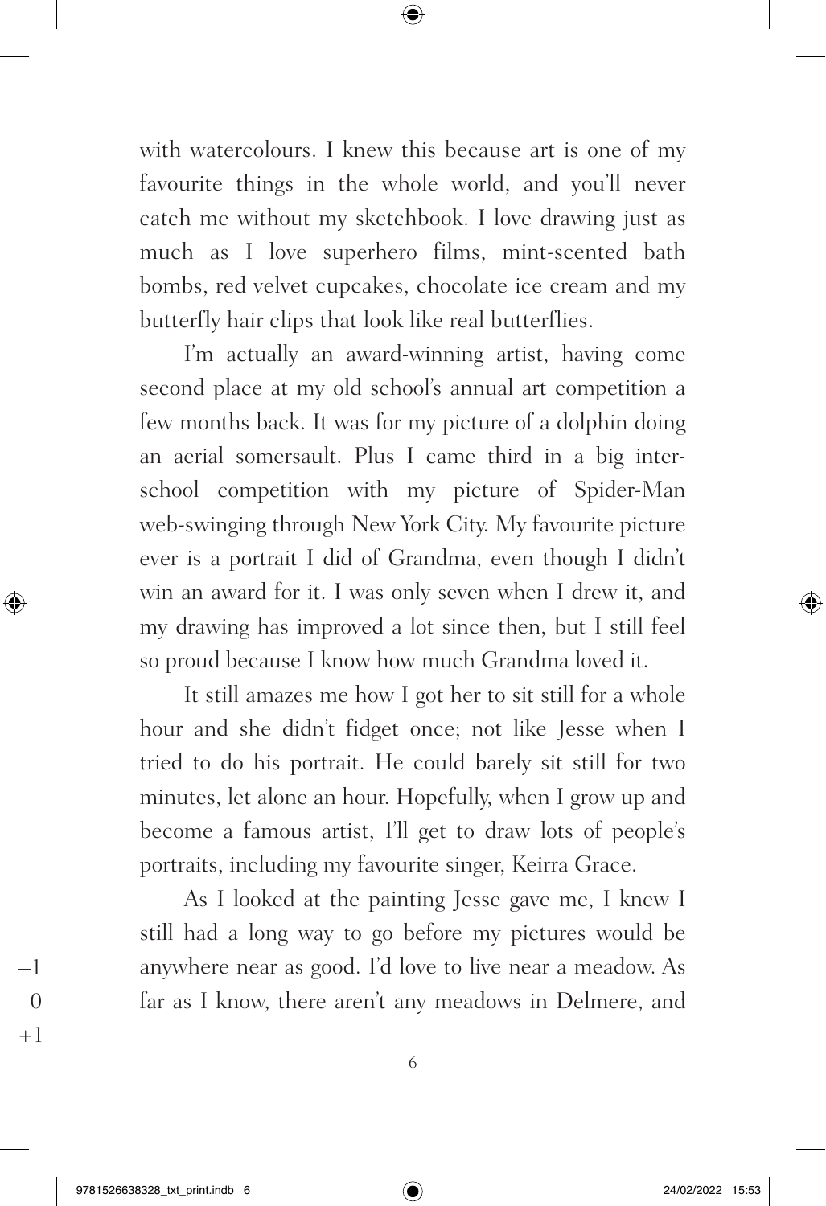with watercolours. I knew this because art is one of my favourite things in the whole world, and you'll never catch me without my sketchbook. I love drawing just as much as I love superhero films, mint-scented bath bombs, red velvet cupcakes, chocolate ice cream and my butterfly hair clips that look like real butterflies.

I'm actually an award-winning artist, having come second place at my old school's annual art competition a few months back. It was for my picture of a dolphin doing an aerial somersault. Plus I came third in a big inter-school competition with my picture of Spider-Man web-swinging through New York City. My favourite picture ever is a portrait I did of Grandma, even though I didn't win an award for it. I was only seven when I drew it, and my drawing has improved a lot since then, but I still feel so proud because I know how much Grandma loved it.

It still amazes me how I got her to sit still for a whole hour and she didn't fidget once; not like Jesse when I tried to do his portrait. He could barely sit still for two minutes, let alone an hour. Hopefully, when I grow up and become a famous artist, I'll get to draw lots of people's portraits, including my favourite singer, Keirra Grace.

As I looked at the painting Jesse gave me, I knew I still had a long way to go before my pictures would be anywhere near as good. I'd love to live near a meadow. As far as I know, there aren't any meadows in Delmere, and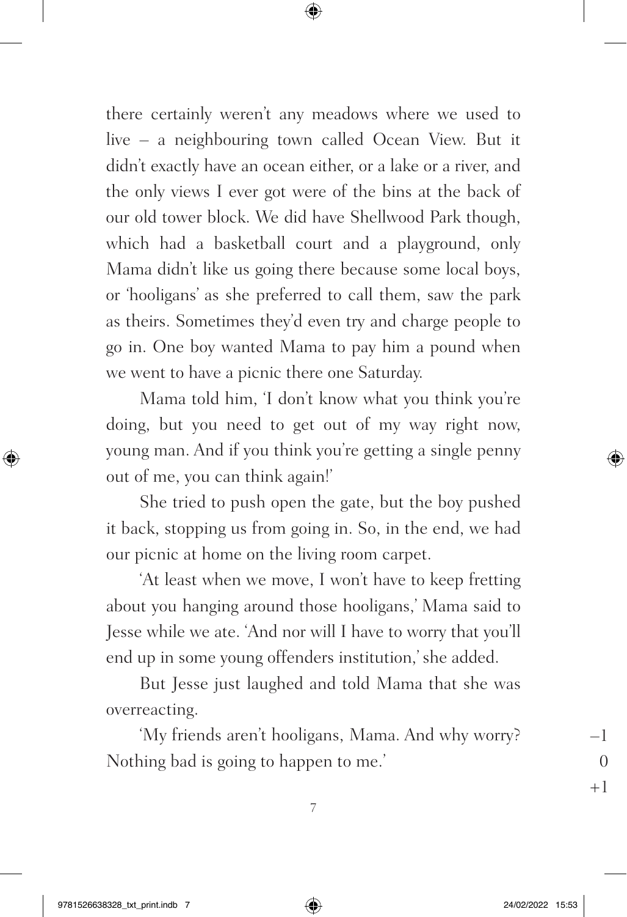there certainly weren't any meadows where we used to live – a neighbouring town called Ocean View. But it didn't exactly have an ocean either, or a lake or a river, and the only views I ever got were of the bins at the back of our old tower block. We did have Shellwood Park though, which had a basketball court and a playground, only Mama didn't like us going there because some local boys, or 'hooligans' as she preferred to call them, saw the park as theirs. Sometimes they'd even try and charge people to go in. One boy wanted Mama to pay him a pound when we went to have a picnic there one Saturday.

Mama told him, 'I don't know what you think you're doing, but you need to get out of my way right now, young man. And if you think you're getting a single penny out of me, you can think again!'

She tried to push open the gate, but the boy pushed it back, stopping us from going in. So, in the end, we had our picnic at home on the living room carpet.

'At least when we move, I won't have to keep fretting about you hanging around those hooligans,' Mama said to Jesse while we ate. 'And nor will I have to worry that you'll end up in some young offenders institution,' she added.

But Jesse just laughed and told Mama that she was overreacting.

'My friends aren't hooligans, Mama. And why worry? Nothing bad is going to happen to me.'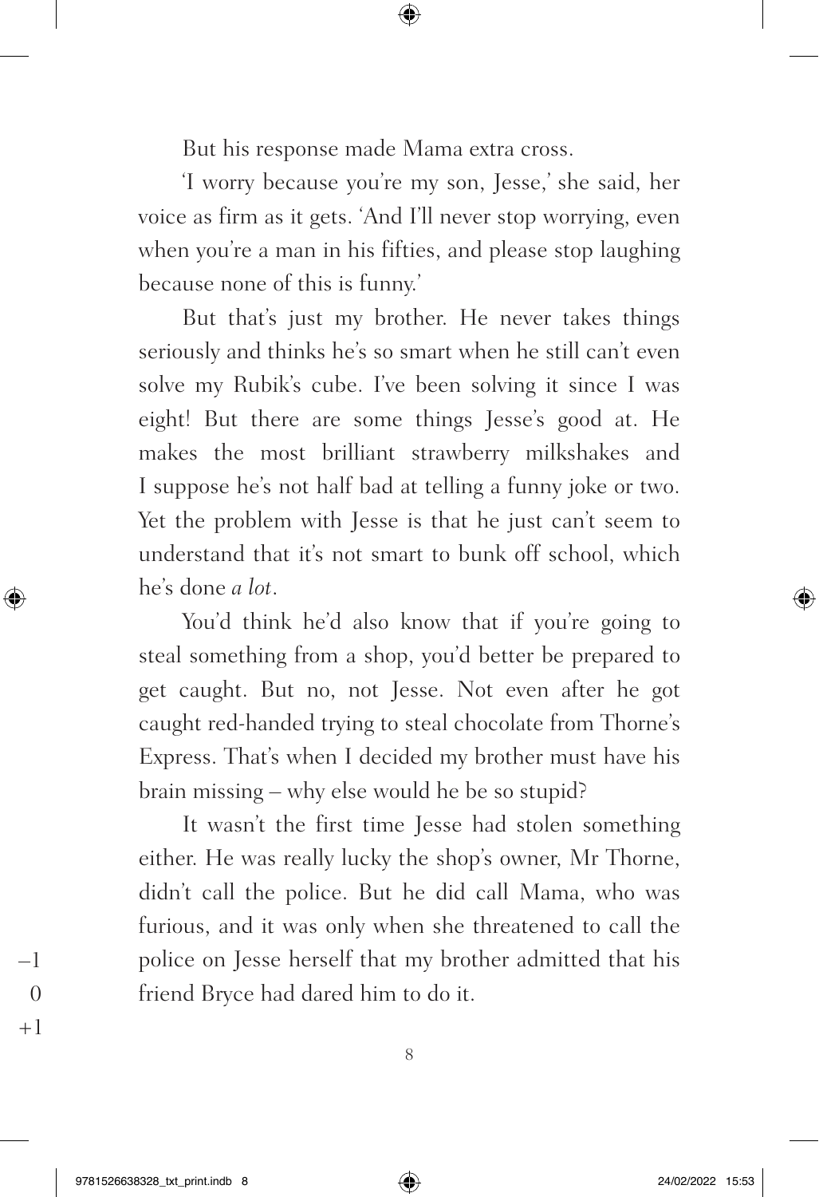But his response made Mama extra cross.

'I worry because you're my son, Jesse,' she said, her voice as firm as it gets. 'And I'll never stop worrying, even when you're a man in his fifties, and please stop laughing because none of this is funny.'

But that's just my brother. He never takes things seriously and thinks he's so smart when he still can't even solve my Rubik's cube. I've been solving it since I was eight! But there are some things Jesse's good at. He makes the most brilliant strawberry milkshakes and I suppose he's not half bad at telling a funny joke or two. Yet the problem with Jesse is that he just can't seem to understand that it's not smart to bunk off school, which he's done *a lot*.

You'd think he'd also know that if you're going to steal something from a shop, you'd better be prepared to get caught. But no, not Jesse. Not even after he got caught red-handed trying to steal chocolate from Thorne's Express. That's when I decided my brother must have his brain missing – why else would he be so stupid?

It wasn't the first time Jesse had stolen something either. He was really lucky the shop's owner, Mr Thorne, didn't call the police. But he did call Mama, who was furious, and it was only when she threatened to call the police on Jesse herself that my brother admitted that his friend Bryce had dared him to do it.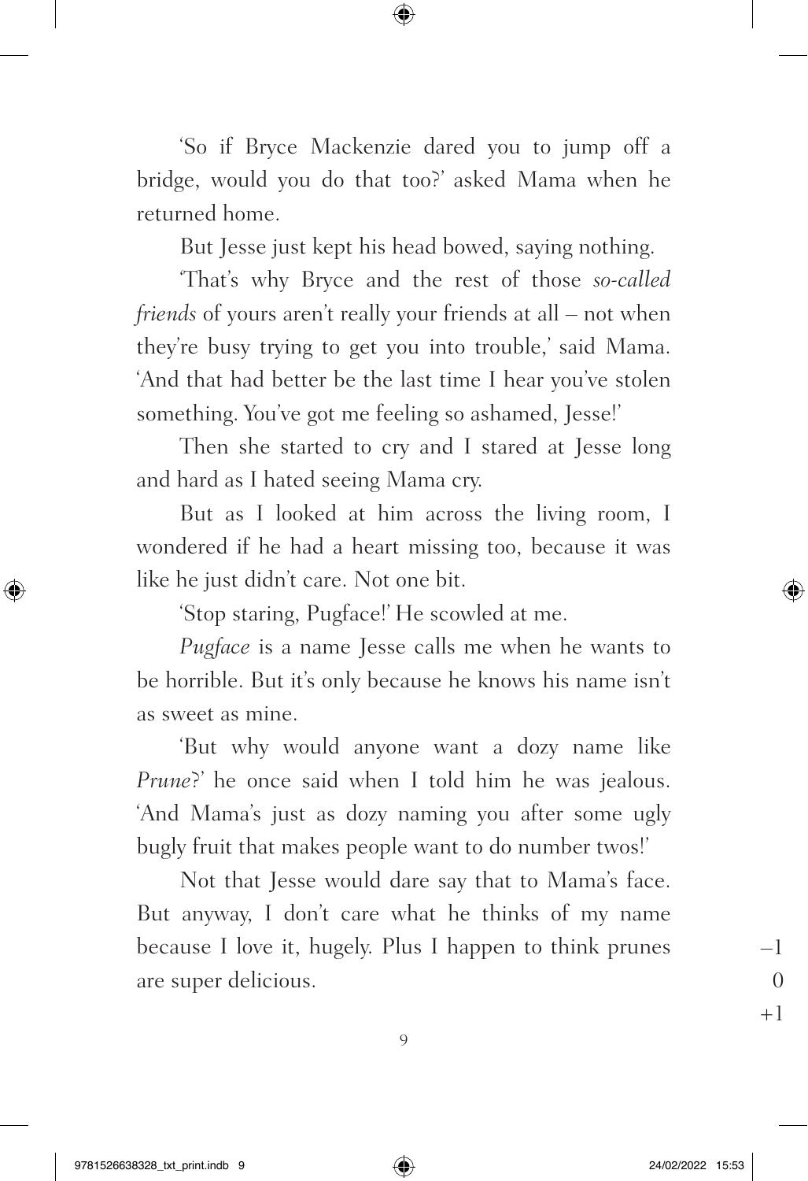'So if Bryce Mackenzie dared you to jump off a bridge, would you do that too?' asked Mama when he returned home.

But Jesse just kept his head bowed, saying nothing.

'That's why Bryce and the rest of those *so-called friends* of yours aren't really your friends at all – not when they're busy trying to get you into trouble,' said Mama. 'And that had better be the last time I hear you've stolen something. You've got me feeling so ashamed, Jesse!'

Then she started to cry and I stared at Jesse long and hard as I hated seeing Mama cry.

But as I looked at him across the living room, I wondered if he had a heart missing too, because it was like he just didn't care. Not one bit.

'Stop staring, Pugface!' He scowled at me.

*Pugface* is a name Jesse calls me when he wants to be horrible. But it's only because he knows his name isn't as sweet as mine.

'But why would anyone want a dozy name like *Prune*?' he once said when I told him he was jealous. 'And Mama's just as dozy naming you after some ugly bugly fruit that makes people want to do number twos!'

Not that Jesse would dare say that to Mama's face. But anyway, I don't care what he thinks of my name because I love it, hugely. Plus I happen to think prunes are super delicious.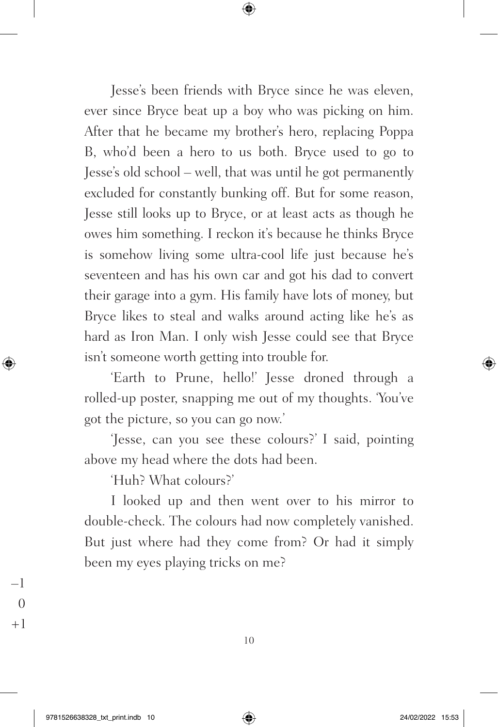Jesse's been friends with Bryce since he was eleven, ever since Bryce beat up a boy who was picking on him. After that he became my brother's hero, replacing Poppa B, who'd been a hero to us both. Bryce used to go to Jesse's old school – well, that was until he got permanently excluded for constantly bunking off. But for some reason, Jesse still looks up to Bryce, or at least acts as though he owes him something. I reckon it's because he thinks Bryce is somehow living some ultra-cool life just because he's seventeen and has his own car and got his dad to convert their garage into a gym. His family have lots of money, but Bryce likes to steal and walks around acting like he's as hard as Iron Man. I only wish Jesse could see that Bryce isn't someone worth getting into trouble for.

'Earth to Prune, hello!' Jesse droned through a rolled-up poster, snapping me out of my thoughts. 'You've got the picture, so you can go now.'

'Jesse, can you see these colours?' I said, pointing above my head where the dots had been.

'Huh? What colours?'

I looked up and then went over to his mirror to double-check. The colours had now completely vanished. But just where had they come from? Or had it simply been my eyes playing tricks on me?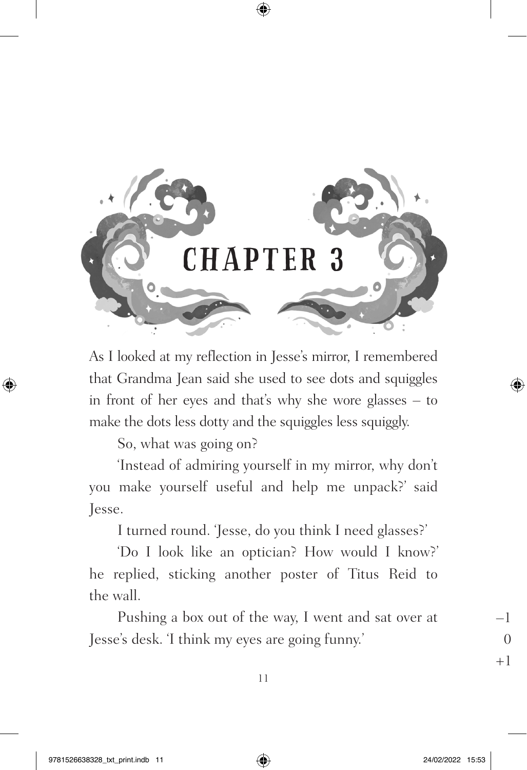# CHAPTER 3

As I looked at my reflection in Jesse's mirror, I remembered that Grandma Jean said she used to see dots and squiggles in front of her eyes and that's why she wore glasses – to make the dots less dotty and the squiggles less squiggly.

So, what was going on?

'Instead of admiring yourself in my mirror, why don't you make yourself useful and help me unpack?' said Jesse.

I turned round. 'Jesse, do you think I need glasses?'

'Do I look like an optician? How would I know?' he replied, sticking another poster of Titus Reid to the wall.

Pushing a box out of the way, I went and sat over at Jesse's desk. 'I think my eyes are going funny.'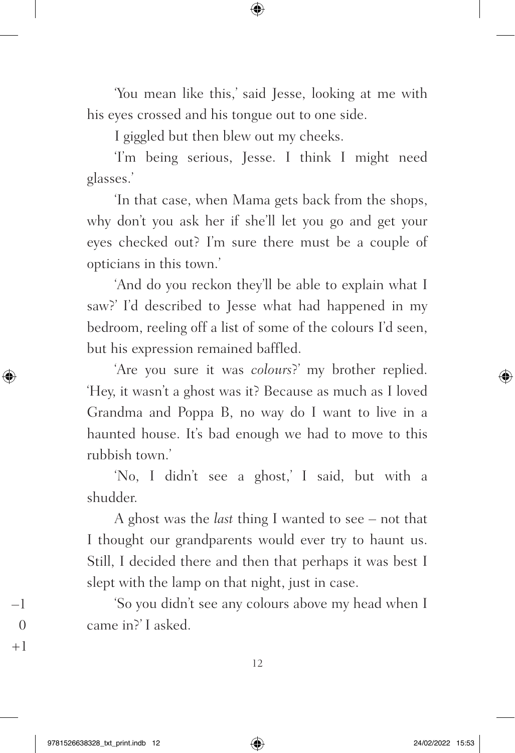'You mean like this,' said Jesse, looking at me with his eyes crossed and his tongue out to one side.

I giggled but then blew out my cheeks.

'I'm being serious, Jesse. I think I might need glasses.'

'In that case, when Mama gets back from the shops, why don't you ask her if she'll let you go and get your eyes checked out? I'm sure there must be a couple of opticians in this town.'

'And do you reckon they'll be able to explain what I saw?' I'd described to Jesse what had happened in my bedroom, reeling off a list of some of the colours I'd seen, but his expression remained baffled.

'Are you sure it was *colours*?' my brother replied. 'Hey, it wasn't a ghost was it? Because as much as I loved Grandma and Poppa B, no way do I want to live in a haunted house. It's bad enough we had to move to this rubbish town.'

'No, I didn't see a ghost,' I said, but with a shudder.

A ghost was the *last* thing I wanted to see – not that I thought our grandparents would ever try to haunt us. Still, I decided there and then that perhaps it was best I slept with the lamp on that night, just in case.

'So you didn't see any colours above my head when I came in?' I asked.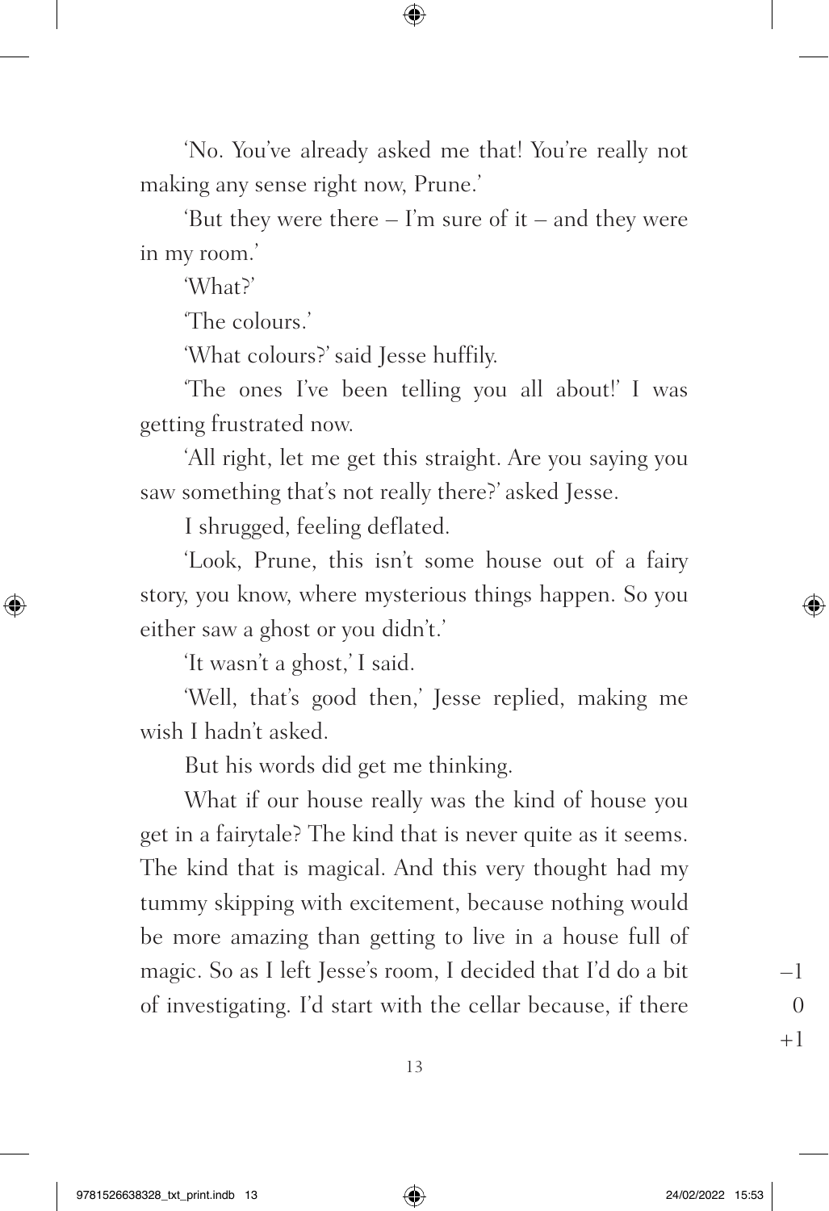'No. You've already asked me that! You're really not making any sense right now, Prune.'

'But they were there – I'm sure of it – and they were in my room.'

'What?'

'The colours.'

'What colours?' said Jesse huffily.

'The ones I've been telling you all about!' I was getting frustrated now.

'All right, let me get this straight. Are you saying you saw something that's not really there?' asked Jesse.

I shrugged, feeling deflated.

'Look, Prune, this isn't some house out of a fairy story, you know, where mysterious things happen. So you either saw a ghost or you didn't.'

'It wasn't a ghost,' I said.

'Well, that's good then,' Jesse replied, making me wish I hadn't asked.

But his words did get me thinking.

What if our house really was the kind of house you get in a fairytale? The kind that is never quite as it seems. The kind that is magical. And this very thought had my tummy skipping with excitement, because nothing would be more amazing than getting to live in a house full of magic. So as I left Jesse's room, I decided that I'd do a bit of investigating. I'd start with the cellar because, if there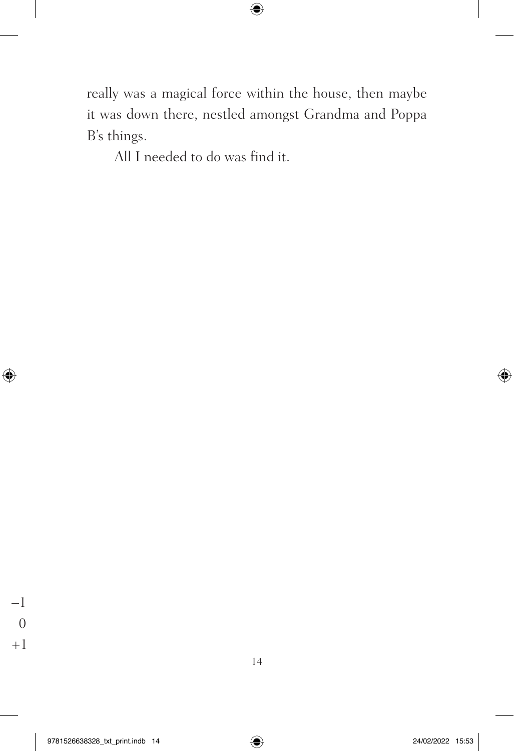really was a magical force within the house, then maybe it was down there, nestled amongst Grandma and Poppa B's things.

All I needed to do was find it.